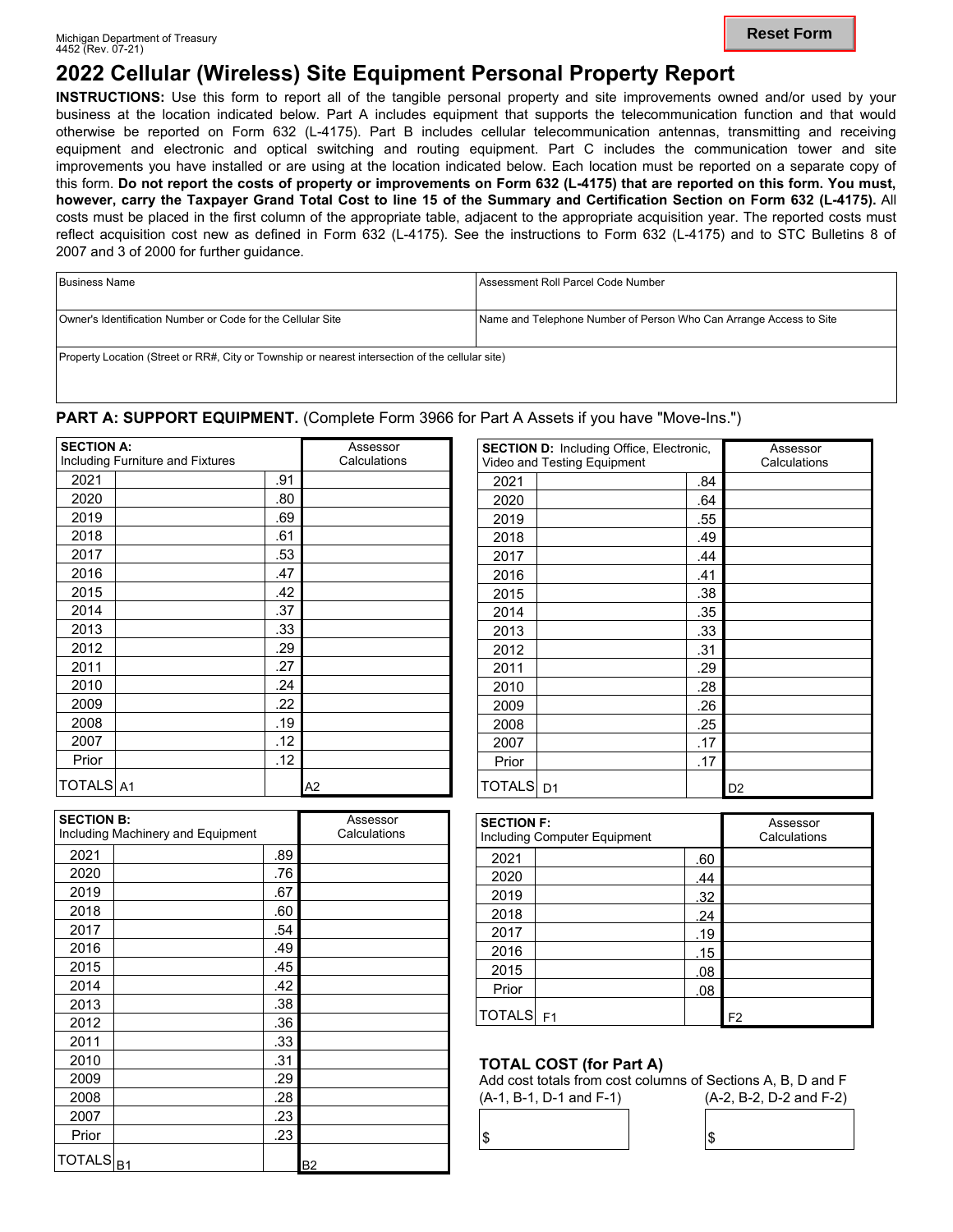Michigan Department of Treasury
4452 (Rev. 07-21)

# 2022 Cellular (Wireless) Site Equipment Personal Property Report

**INSTRUCTIONS:** Use this form to report all of the tangible personal property and site improvements owned and/or used by your business at the location indicated below. Part A includes equipment that supports the telecommunication function and that would otherwise be reported on Form 632 (L-4175). Part B includes cellular telecommunication antennas, transmitting and receiving equipment and electronic and optical switching and routing equipment. Part C includes the communication tower and site improvements you have installed or are using at the location indicated below. Each location must be reported on a separate copy of this form. **Do not report the costs of property or improvements on Form 632 (L-4175) that are reported on this form. You must, however, carry the Taxpayer Grand Total Cost to line 15 of the Summary and Certification Section on Form 632 (L-4175).** All costs must be placed in the first column of the appropriate table, adjacent to the appropriate acquisition year. The reported costs must reflect acquisition cost new as defined in Form 632 (L-4175). See the instructions to Form 632 (L-4175) and to STC Bulletins 8 of 2007 and 3 of 2000 for further guidance.

| Business Name | Assessment Roll Parcel Code Number |
|---|---|
| Owner's Identification Number or Code for the Cellular Site | Name and Telephone Number of Person Who Can Arrange Access to Site |
| Property Location (Street or RR#, City or Township or nearest intersection of the cellular site) | |

## PART A: SUPPORT EQUIPMENT. (Complete Form 3966 for Part A Assets if you have "Move-Ins.")

| SECTION A: Including Furniture and Fixtures | | | Assessor Calculations |
|---|---|---|---|
| 2021 | | .91 | |
| 2020 | | .80 | |
| 2019 | | .69 | |
| 2018 | | .61 | |
| 2017 | | .53 | |
| 2016 | | .47 | |
| 2015 | | .42 | |
| 2014 | | .37 | |
| 2013 | | .33 | |
| 2012 | | .29 | |
| 2011 | | .27 | |
| 2010 | | .24 | |
| 2009 | | .22 | |
| 2008 | | .19 | |
| 2007 | | .12 | |
| Prior | | .12 | |
| TOTALS | A1 | | A2 |

| SECTION D: Including Office, Electronic, Video and Testing Equipment | | | Assessor Calculations |
|---|---|---|---|
| 2021 | | .84 | |
| 2020 | | .64 | |
| 2019 | | .55 | |
| 2018 | | .49 | |
| 2017 | | .44 | |
| 2016 | | .41 | |
| 2015 | | .38 | |
| 2014 | | .35 | |
| 2013 | | .33 | |
| 2012 | | .31 | |
| 2011 | | .29 | |
| 2010 | | .28 | |
| 2009 | | .26 | |
| 2008 | | .25 | |
| 2007 | | .17 | |
| Prior | | .17 | |
| TOTALS | D1 | | D2 |

| SECTION B: Including Machinery and Equipment | | | Assessor Calculations |
|---|---|---|---|
| 2021 | | .89 | |
| 2020 | | .76 | |
| 2019 | | .67 | |
| 2018 | | .60 | |
| 2017 | | .54 | |
| 2016 | | .49 | |
| 2015 | | .45 | |
| 2014 | | .42 | |
| 2013 | | .38 | |
| 2012 | | .36 | |
| 2011 | | .33 | |
| 2010 | | .31 | |
| 2009 | | .29 | |
| 2008 | | .28 | |
| 2007 | | .23 | |
| Prior | | .23 | |
| TOTALS | B1 | | B2 |

| SECTION F: Including Computer Equipment | | | Assessor Calculations |
|---|---|---|---|
| 2021 | | .60 | |
| 2020 | | .44 | |
| 2019 | | .32 | |
| 2018 | | .24 | |
| 2017 | | .19 | |
| 2016 | | .15 | |
| 2015 | | .08 | |
| Prior | | .08 | |
| TOTALS | F1 | | F2 |

### TOTAL COST (for Part A)

Add cost totals from cost columns of Sections A, B, D and F

| (A-1, B-1, D-1 and F-1) | (A-2, B-2, D-2 and F-2) |
|---|---|
| $ | $ |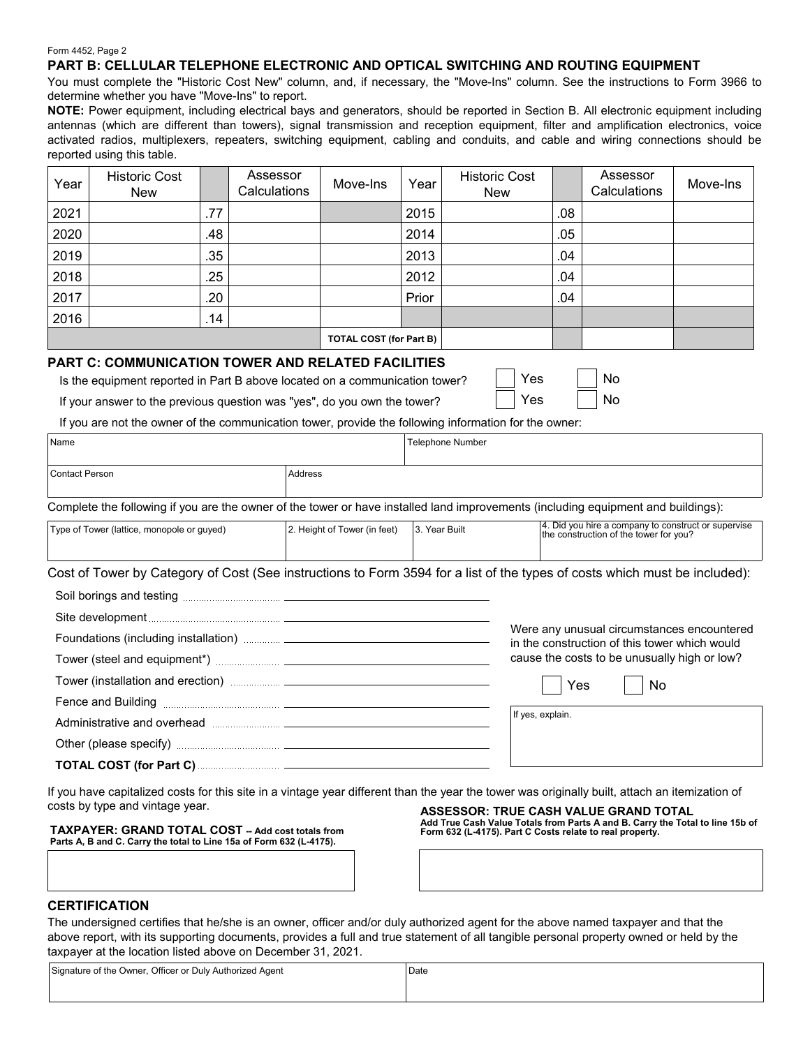## PART B: CELLULAR TELEPHONE ELECTRONIC AND OPTICAL SWITCHING AND ROUTING EQUIPMENT

You must complete the "Historic Cost New" column, and, if necessary, the "Move-Ins" column. See the instructions to Form 3966 to determine whether you have "Move-Ins" to report.

**NOTE:** Power equipment, including electrical bays and generators, should be reported in Section B. All electronic equipment including antennas (which are different than towers), signal transmission and reception equipment, filter and amplification electronics, voice activated radios, multiplexers, repeaters, switching equipment, cabling and conduits, and cable and wiring connections should be reported using this table.

| Year | Historic Cost New | | Assessor Calculations | Move-Ins | Year | Historic Cost New | | Assessor Calculations | Move-Ins |
|---|---|---|---|---|---|---|---|---|---|
| 2021 | | .77 | | | 2015 | | .08 | | |
| 2020 | | .48 | | | 2014 | | .05 | | |
| 2019 | | .35 | | | 2013 | | .04 | | |
| 2018 | | .25 | | | 2012 | | .04 | | |
| 2017 | | .20 | | | Prior | | .04 | | |
| 2016 | | .14 | | | | | | | |
| | | | | **TOTAL COST (for Part B)** | | | | | |

## PART C: COMMUNICATION TOWER AND RELATED FACILITIES

Is the equipment reported in Part B above located on a communication tower? ☐ Yes ☐ No

If your answer to the previous question was "yes", do you own the tower? ☐ Yes ☐ No

If you are not the owner of the communication tower, provide the following information for the owner:

| Name | | Telephone Number |
|---|---|---|
| Contact Person | Address | |

Complete the following if you are the owner of the tower or have installed land improvements (including equipment and buildings):

| Type of Tower (lattice, monopole or guyed) | 2. Height of Tower (in feet) | 3. Year Built | 4. Did you hire a company to construct or supervise the construction of the tower for you? |
|---|---|---|---|
| | | | |

Cost of Tower by Category of Cost (See instructions to Form 3594 for a list of the types of costs which must be included):

- Soil borings and testing ______________
- Site development ______________
- Foundations (including installation) ______________
- Tower (steel and equipment*) ______________
- Tower (installation and erection) ______________
- Fence and Building ______________
- Administrative and overhead ______________
- Other (please specify) ______________
- **TOTAL COST (for Part C)** ______________

Were any unusual circumstances encountered in the construction of this tower which would cause the costs to be unusually high or low?

☐ Yes ☐ No

If yes, explain.

If you have capitalized costs for this site in a vintage year different than the year the tower was originally built, attach an itemization of costs by type and vintage year.

**TAXPAYER: GRAND TOTAL COST -- Add cost totals from Parts A, B and C. Carry the total to Line 15a of Form 632 (L-4175).**

**ASSESSOR: TRUE CASH VALUE GRAND TOTAL**
**Add True Cash Value Totals from Parts A and B. Carry the Total to line 15b of Form 632 (L-4175). Part C Costs relate to real property.**

## CERTIFICATION

The undersigned certifies that he/she is an owner, officer and/or duly authorized agent for the above named taxpayer and that the above report, with its supporting documents, provides a full and true statement of all tangible personal property owned or held by the taxpayer at the location listed above on December 31, 2021.

| Signature of the Owner, Officer or Duly Authorized Agent | Date |
|---|---|
| | |